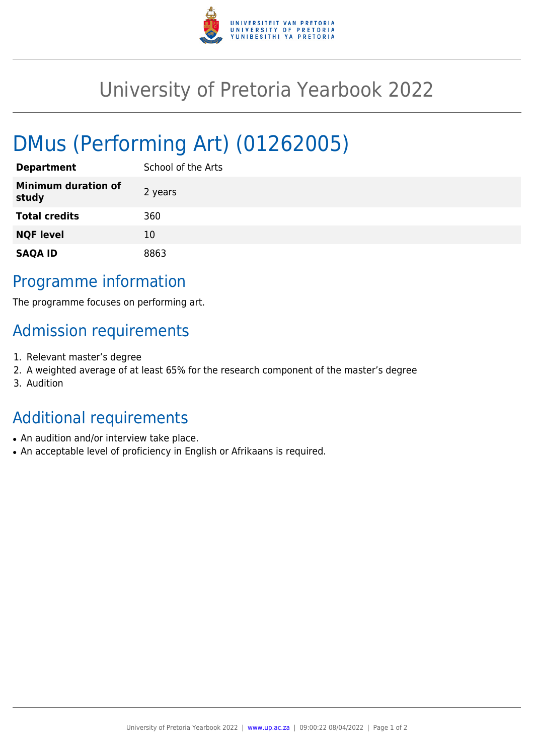# University of Pretoria Yearbook 2022

# DMus (Performing Art) (01262005)

| | |
|---|---|
| **Department** | School of the Arts |
| **Minimum duration of study** | 2 years |
| **Total credits** | 360 |
| **NQF level** | 10 |
| **SAQA ID** | 8863 |

## Programme information

The programme focuses on performing art.

## Admission requirements

1. Relevant master's degree
2. A weighted average of at least 65% for the research component of the master's degree
3. Audition

## Additional requirements

- An audition and/or interview take place.
- An acceptable level of proficiency in English or Afrikaans is required.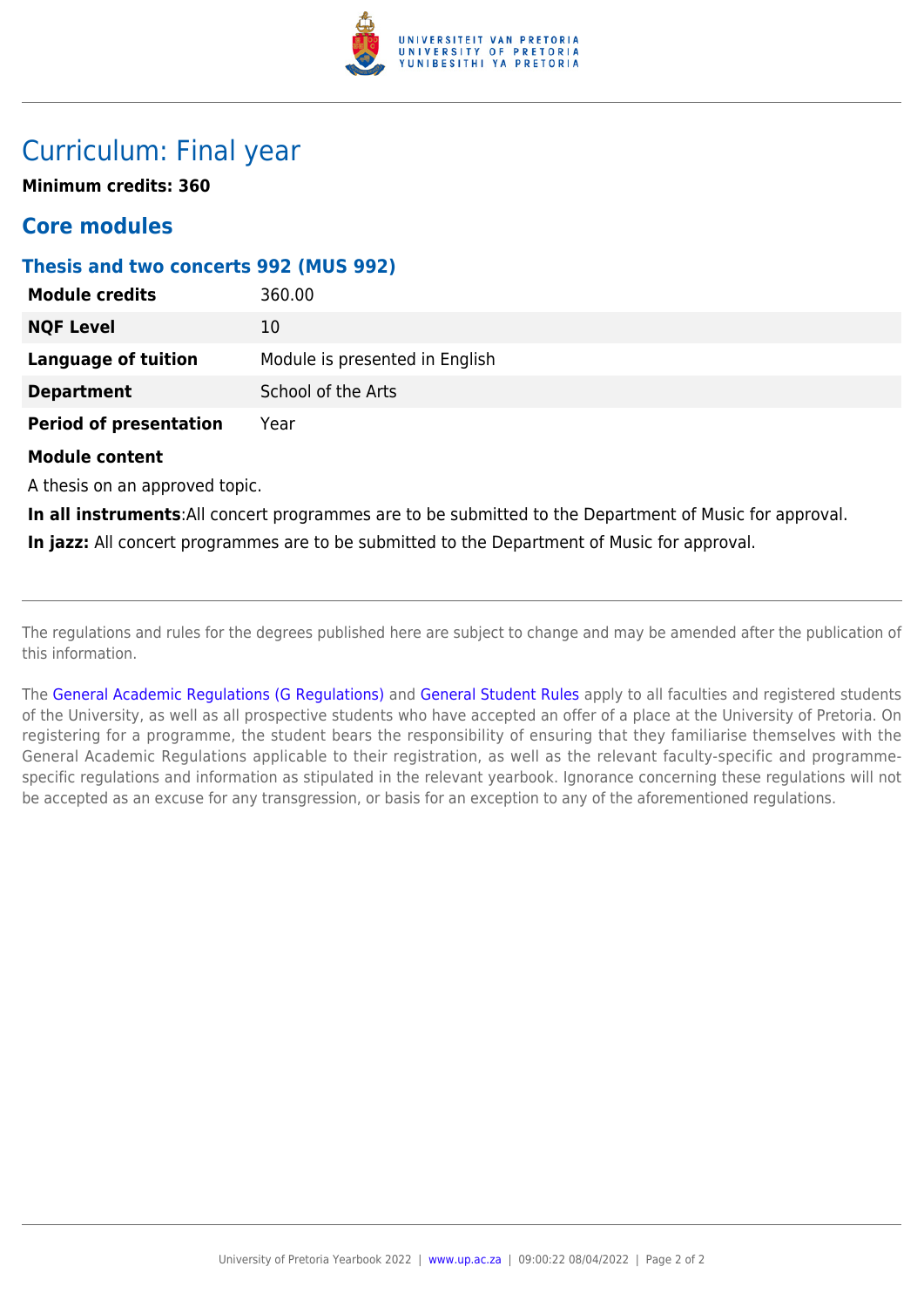# Curriculum: Final year

**Minimum credits: 360**

## Core modules

### Thesis and two concerts 992 (MUS 992)

| | |
|---|---|
| **Module credits** | 360.00 |
| **NQF Level** | 10 |
| **Language of tuition** | Module is presented in English |
| **Department** | School of the Arts |
| **Period of presentation** | Year |

**Module content**

A thesis on an approved topic.

**In all instruments**:All concert programmes are to be submitted to the Department of Music for approval.

**In jazz:** All concert programmes are to be submitted to the Department of Music for approval.

---

The regulations and rules for the degrees published here are subject to change and may be amended after the publication of this information.

The General Academic Regulations (G Regulations) and General Student Rules apply to all faculties and registered students of the University, as well as all prospective students who have accepted an offer of a place at the University of Pretoria. On registering for a programme, the student bears the responsibility of ensuring that they familiarise themselves with the General Academic Regulations applicable to their registration, as well as the relevant faculty-specific and programme-specific regulations and information as stipulated in the relevant yearbook. Ignorance concerning these regulations will not be accepted as an excuse for any transgression, or basis for an exception to any of the aforementioned regulations.